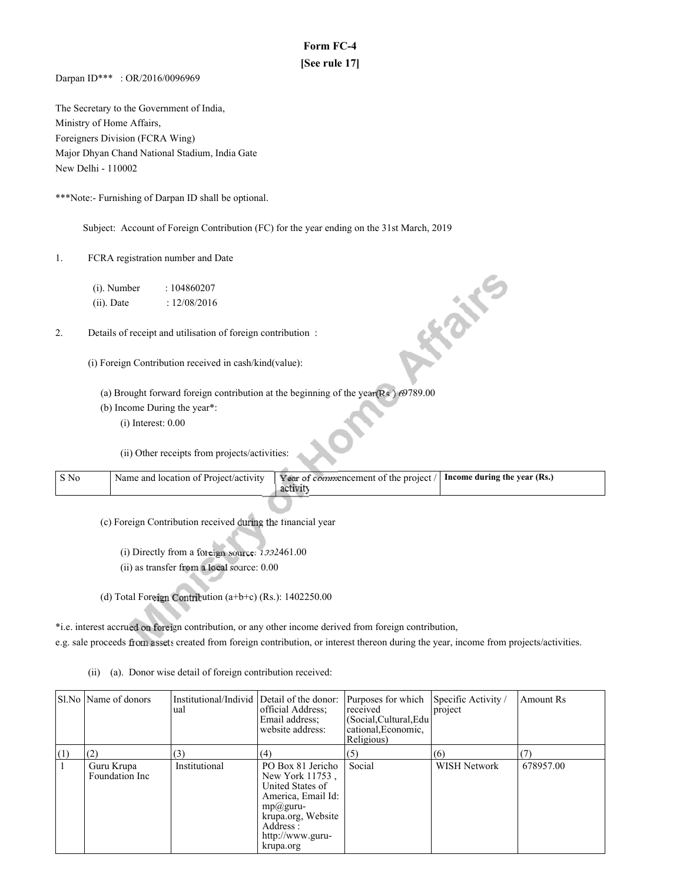# Form FC-4

**[See rule 17]**

Darpan ID*** : OR/2016/0096969

The Secretary to the Government of India,
Ministry of Home Affairs,
Foreigners Division (FCRA Wing)
Major Dhyan Chand National Stadium, India Gate
New Delhi - 110002

***Note:- Furnishing of Darpan ID shall be optional.

Subject: Account of Foreign Contribution (FC) for the year ending on the 31st March, 2019

1. FCRA registration number and Date

   (i). Number : 104860207
   (ii). Date : 12/08/2016

2. Details of receipt and utilisation of foreign contribution :

   (i) Foreign Contribution received in cash/kind(value):

   (a) Brought forward foreign contribution at the beginning of the year(Rs.) 69789.00
   (b) Income During the year*:
      (i) Interest: 0.00

      (ii) Other receipts from projects/activities:

| S No | Name and location of Project/activity | Year of commencement of the project / activity | **Income during the year (Rs.)** |
|---|---|---|---|

   (c) Foreign Contribution received during the financial year

      (i) Directly from a foreign source: 1332461.00
      (ii) as transfer from a local source: 0.00

   (d) Total Foreign Contribution (a+b+c) (Rs.): 1402250.00

*i.e. interest accrued on foreign contribution, or any other income derived from foreign contribution,
e.g. sale proceeds from assets created from foreign contribution, or interest thereon during the year, income from projects/activities.

   (ii) (a). Donor wise detail of foreign contribution received:

| Sl.No | Name of donors | Institutional/Individual | Detail of the donor: official Address; Email address; website address: | Purposes for which received (Social,Cultural,Educational,Economic, Religious) | Specific Activity / project | Amount Rs |
|---|---|---|---|---|---|---|
| (1) | (2) | (3) | (4) | (5) | (6) | (7) |
| 1 | Guru Krupa Foundation Inc | Institutional | PO Box 81 Jericho New York 11753 , United States of America, Email Id: mp@guru-krupa.org, Website Address : http://www.guru-krupa.org | Social | WISH Network | 678957.00 |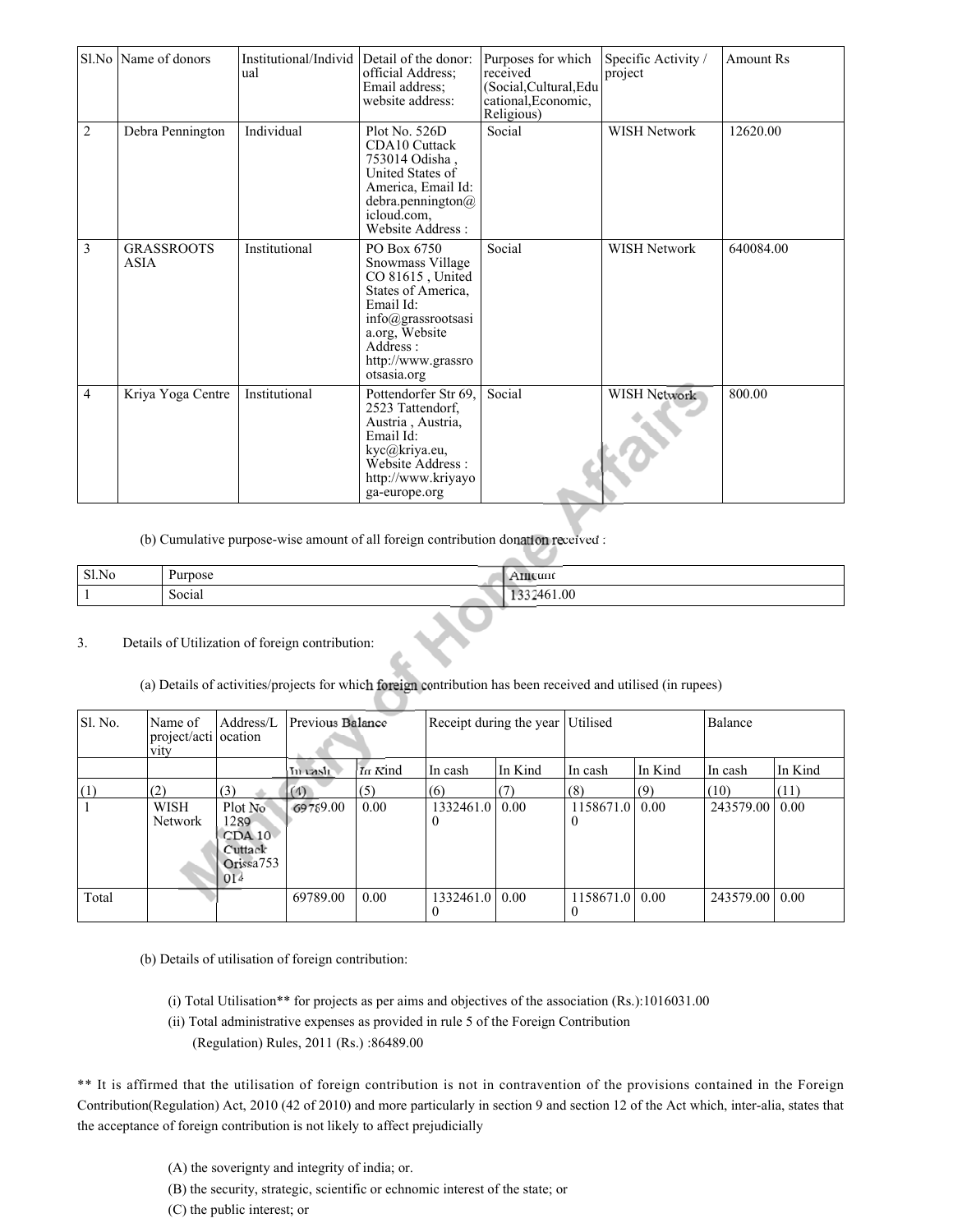| Sl.No | Name of donors | Institutional/Individual | Detail of the donor: official Address; Email address; website address: | Purposes for which received (Social,Cultural,Educational,Economic, Religious) | Specific Activity / project | Amount Rs |
|---|---|---|---|---|---|---|
| 2 | Debra Pennington | Individual | Plot No. 526D CDA10 Cuttack 753014 Odisha , United States of America, Email Id: debra.pennington@icloud.com, Website Address : | Social | WISH Network | 12620.00 |
| 3 | GRASSROOTS ASIA | Institutional | PO Box 6750 Snowmass Village CO 81615 , United States of America, Email Id: info@grassrootsasia.org, Website Address : http://www.grassrootsasia.org | Social | WISH Network | 640084.00 |
| 4 | Kriya Yoga Centre | Institutional | Pottendorfer Str 69, 2523 Tattendorf, Austria , Austria, Email Id: kyc@kriya.eu, Website Address : http://www.kriyayoga-europe.org | Social | WISH Network | 800.00 |

(b) Cumulative purpose-wise amount of all foreign contribution donation received :

| Sl.No | Purpose | Amount |
|---|---|---|
| 1 | Social | 1332461.00 |

3. Details of Utilization of foreign contribution:

(a) Details of activities/projects for which foreign contribution has been received and utilised (in rupees)

| Sl. No. | Name of project/activity | Address/Location | Previous Balance | | Receipt during the year | | Utilised | | Balance | |
|---|---|---|---|---|---|---|---|---|---|---|
| | | | In cash | In Kind | In cash | In Kind | In cash | In Kind | In cash | In Kind |
| (1) | (2) | (3) | (4) | (5) | (6) | (7) | (8) | (9) | (10) | (11) |
| 1 | WISH Network | Plot No 1289 CDA 10 Cuttack Orissa753014 | 69789.00 | 0.00 | 1332461.00 | 0.00 | 1158671.00 | 0.00 | 243579.00 | 0.00 |
| Total | | | 69789.00 | 0.00 | 1332461.00 | 0.00 | 1158671.00 | 0.00 | 243579.00 | 0.00 |

(b) Details of utilisation of foreign contribution:

(i) Total Utilisation** for projects as per aims and objectives of the association (Rs.):1016031.00

(ii) Total administrative expenses as provided in rule 5 of the Foreign Contribution (Regulation) Rules, 2011 (Rs.) :86489.00

** It is affirmed that the utilisation of foreign contribution is not in contravention of the provisions contained in the Foreign Contribution(Regulation) Act, 2010 (42 of 2010) and more particularly in section 9 and section 12 of the Act which, inter-alia, states that the acceptance of foreign contribution is not likely to affect prejudicially

(A) the soverignty and integrity of india; or.

(B) the security, strategic, scientific or echnomic interest of the state; or

(C) the public interest; or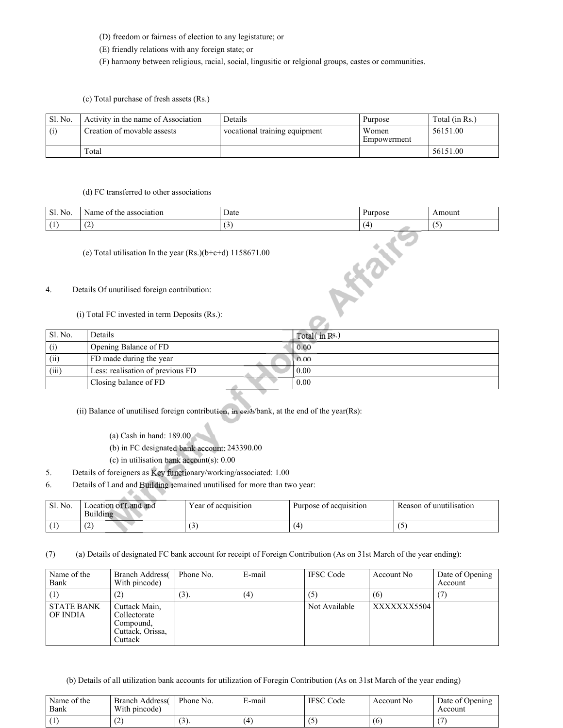(D) freedom or fairness of election to any legislature; or

(E) friendly relations with any foreign state; or

(F) harmony between religious, racial, social, lingusitic or relgional groups, castes or communities.

(c) Total purchase of fresh assets (Rs.)

| Sl. No. | Activity in the name of Association | Details | Purpose | Total (in Rs.) |
|---|---|---|---|---|
| (i) | Creation of movable assests | vocational training equipment | Women Empowerment | 56151.00 |
| | Total | | | 56151.00 |

(d) FC transferred to other associations

| Sl. No. | Name of the association | Date | Purpose | Amount |
|---|---|---|---|---|
| (1) | (2) | (3) | (4) | (5) |

(e) Total utilisation In the year (Rs.)(b+c+d) 1158671.00

4. Details Of unutilised foreign contribution:

(i) Total FC invested in term Deposits (Rs.):

| Sl. No. | Details | Total( in Rs.) |
|---|---|---|
| (i) | Opening Balance of FD | 0.00 |
| (ii) | FD made during the year | 0.00 |
| (iii) | Less: realisation of previous FD | 0.00 |
| | Closing balance of FD | 0.00 |

(ii) Balance of unutilised foreign contribution, in cash/bank, at the end of the year(Rs):

(a) Cash in hand: 189.00

(b) in FC designated bank account: 243390.00

(c) in utilisation bank account(s): 0.00

5. Details of foreigners as Key functionary/working/associated: 1.00

6. Details of Land and Building remained unutilised for more than two year:

| Sl. No. | Location of Land and Building | Year of acquisition | Purpose of acquisition | Reason of unutilisation |
|---|---|---|---|---|
| (1) | (2) | (3) | (4) | (5) |

(7) (a) Details of designated FC bank account for receipt of Foreign Contribution (As on 31st March of the year ending):

| Name of the Bank | Branch Address( With pincode) | Phone No. | E-mail | IFSC Code | Account No | Date of Opening Account |
|---|---|---|---|---|---|---|
| (1) | (2) | (3). | (4) | (5) | (6) | (7) |
| STATE BANK OF INDIA | Cuttack Main, Collectorate Compound, Cuttack, Orissa, Cuttack | | | Not Available | XXXXXXX5504 | |

(b) Details of all utilization bank accounts for utilization of Foregin Contribution (As on 31st March of the year ending)

| Name of the Bank | Branch Address( With pincode) | Phone No. | E-mail | IFSC Code | Account No | Date of Opening Account |
|---|---|---|---|---|---|---|
| (1) | (2) | (3). | (4) | (5) | (6) | (7) |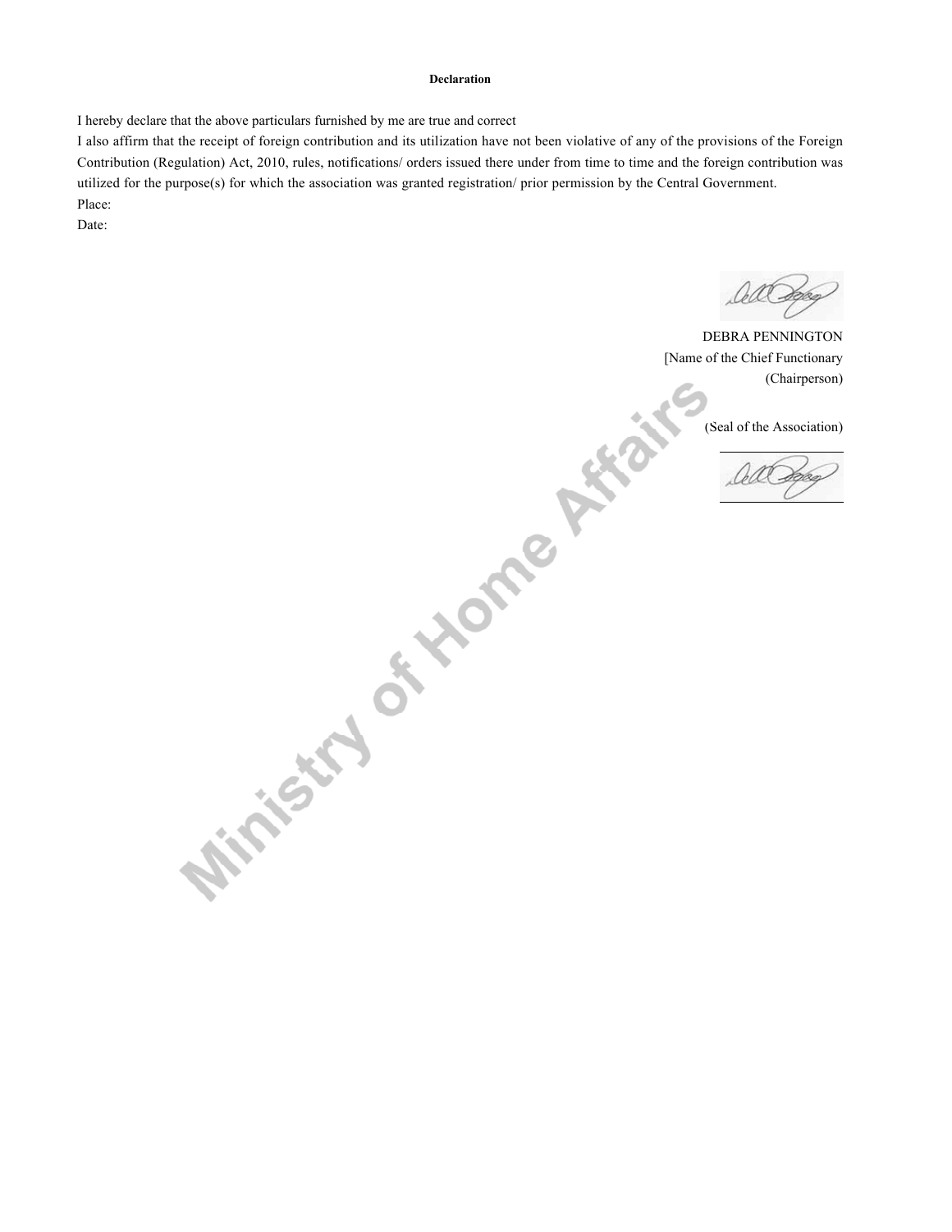**Declaration**

I hereby declare that the above particulars furnished by me are true and correct

I also affirm that the receipt of foreign contribution and its utilization have not been violative of any of the provisions of the Foreign Contribution (Regulation) Act, 2010, rules, notifications/ orders issued there under from time to time and the foreign contribution was utilized for the purpose(s) for which the association was granted registration/ prior permission by the Central Government.

Place:

Date:

DEBRA PENNINGTON

[Name of the Chief Functionary

(Chairperson)

(Seal of the Association)